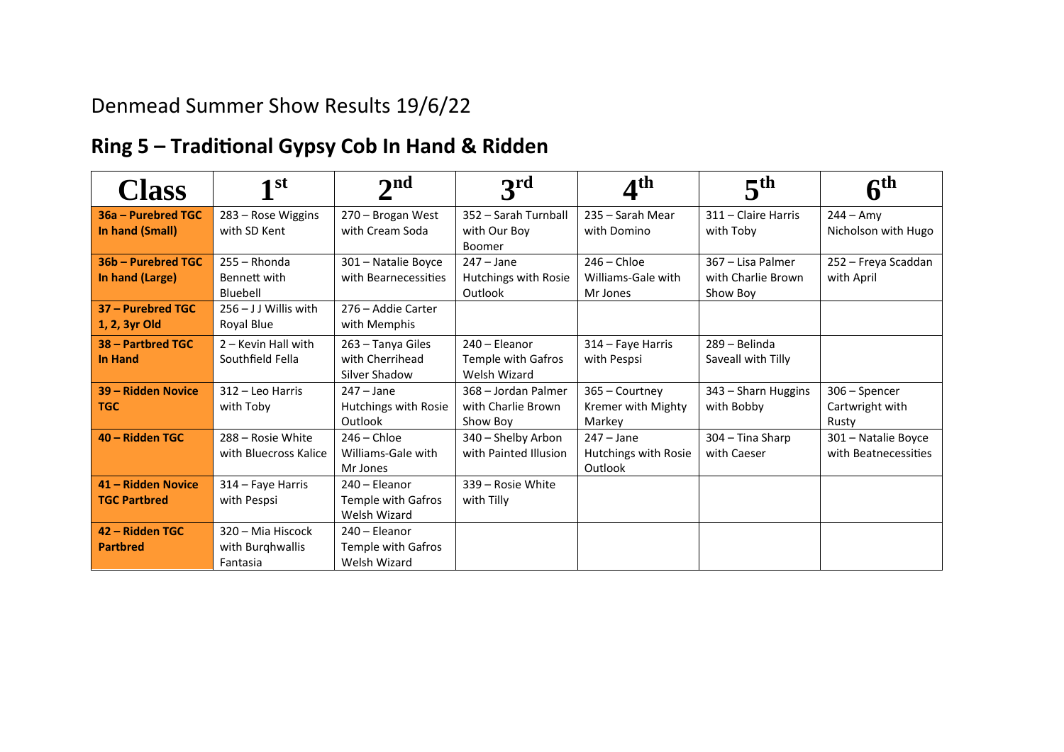Denmead Summer Show Results 19/6/22

## Ring 5 – Traditional Gypsy Cob In Hand & Ridden

| Class | 1st | 2nd | 3rd | 4th | 5th | 6th |
|---|---|---|---|---|---|---|
| **36a – Purebred TGC In hand (Small)** | 283 – Rose Wiggins with SD Kent | 270 – Brogan West with Cream Soda | 352 – Sarah Turnball with Our Boy Boomer | 235 – Sarah Mear with Domino | 311 – Claire Harris with Toby | 244 – Amy Nicholson with Hugo |
| **36b – Purebred TGC In hand (Large)** | 255 – Rhonda Bennett with Bluebell | 301 – Natalie Boyce with Bearnecessities | 247 – Jane Hutchings with Rosie Outlook | 246 – Chloe Williams-Gale with Mr Jones | 367 – Lisa Palmer with Charlie Brown Show Boy | 252 – Freya Scaddan with April |
| **37 – Purebred TGC 1, 2, 3yr Old** | 256 – J J Willis with Royal Blue | 276 – Addie Carter with Memphis | | | | |
| **38 – Partbred TGC In Hand** | 2 – Kevin Hall with Southfield Fella | 263 – Tanya Giles with Cherrihead Silver Shadow | 240 – Eleanor Temple with Gafros Welsh Wizard | 314 – Faye Harris with Pespsi | 289 – Belinda Saveall with Tilly | |
| **39 – Ridden Novice TGC** | 312 – Leo Harris with Toby | 247 – Jane Hutchings with Rosie Outlook | 368 – Jordan Palmer with Charlie Brown Show Boy | 365 – Courtney Kremer with Mighty Markey | 343 – Sharn Huggins with Bobby | 306 – Spencer Cartwright with Rusty |
| **40 – Ridden TGC** | 288 – Rosie White with Bluecross Kalice | 246 – Chloe Williams-Gale with Mr Jones | 340 – Shelby Arbon with Painted Illusion | 247 – Jane Hutchings with Rosie Outlook | 304 – Tina Sharp with Caeser | 301 – Natalie Boyce with Beatnecessities |
| **41 – Ridden Novice TGC Partbred** | 314 – Faye Harris with Pespsi | 240 – Eleanor Temple with Gafros Welsh Wizard | 339 – Rosie White with Tilly | | | |
| **42 – Ridden TGC Partbred** | 320 – Mia Hiscock with Burghwallis Fantasia | 240 – Eleanor Temple with Gafros Welsh Wizard | | | | |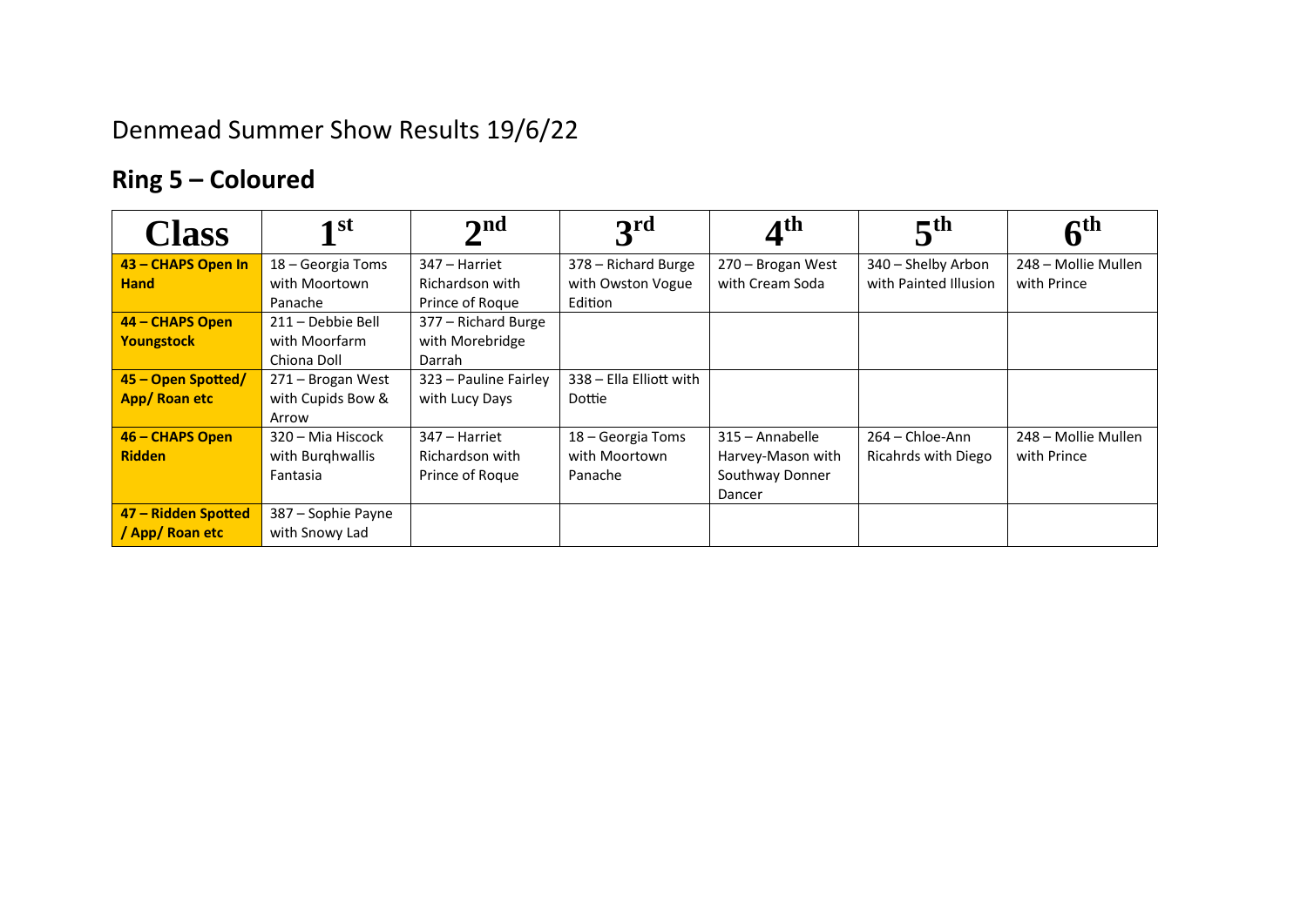Denmead Summer Show Results 19/6/22

## Ring 5 – Coloured

| Class | 1st | 2nd | 3rd | 4th | 5th | 6th |
|---|---|---|---|---|---|---|
| **43 – CHAPS Open In Hand** | 18 – Georgia Toms with Moortown Panache | 347 – Harriet Richardson with Prince of Roque | 378 – Richard Burge with Owston Vogue Edition | 270 – Brogan West with Cream Soda | 340 – Shelby Arbon with Painted Illusion | 248 – Mollie Mullen with Prince |
| **44 – CHAPS Open Youngstock** | 211 – Debbie Bell with Moorfarm Chiona Doll | 377 – Richard Burge with Morebridge Darrah | | | | |
| **45 – Open Spotted/ App/ Roan etc** | 271 – Brogan West with Cupids Bow & Arrow | 323 – Pauline Fairley with Lucy Days | 338 – Ella Elliott with Dottie | | | |
| **46 – CHAPS Open Ridden** | 320 – Mia Hiscock with Burghwallis Fantasia | 347 – Harriet Richardson with Prince of Roque | 18 – Georgia Toms with Moortown Panache | 315 – Annabelle Harvey-Mason with Southway Donner Dancer | 264 – Chloe-Ann Ricahrds with Diego | 248 – Mollie Mullen with Prince |
| **47 – Ridden Spotted / App/ Roan etc** | 387 – Sophie Payne with Snowy Lad | | | | | |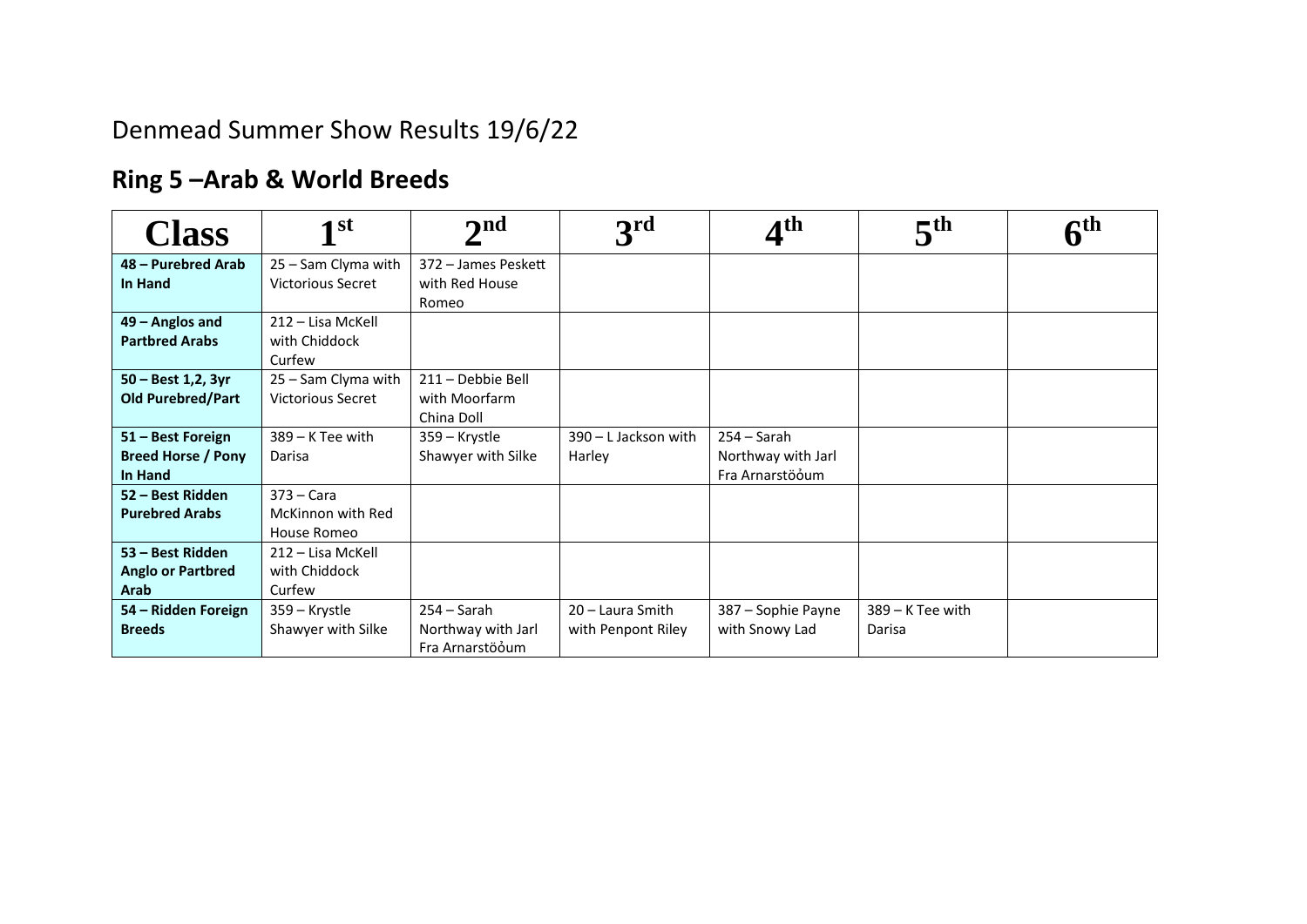Denmead Summer Show Results 19/6/22

## Ring 5 –Arab & World Breeds

| Class | 1st | 2nd | 3rd | 4th | 5th | 6th |
|---|---|---|---|---|---|---|
| **48 – Purebred Arab In Hand** | 25 – Sam Clyma with Victorious Secret | 372 – James Peskett with Red House Romeo | | | | |
| **49 – Anglos and Partbred Arabs** | 212 – Lisa McKell with Chiddock Curfew | | | | | |
| **50 – Best 1,2, 3yr Old Purebred/Part** | 25 – Sam Clyma with Victorious Secret | 211 – Debbie Bell with Moorfarm China Doll | | | | |
| **51 – Best Foreign Breed Horse / Pony In Hand** | 389 – K Tee with Darisa | 359 – Krystle Shawyer with Silke | 390 – L Jackson with Harley | 254 – Sarah Northway with Jarl Fra Arnarstöồum | | |
| **52 – Best Ridden Purebred Arabs** | 373 – Cara McKinnon with Red House Romeo | | | | | |
| **53 – Best Ridden Anglo or Partbred Arab** | 212 – Lisa McKell with Chiddock Curfew | | | | | |
| **54 – Ridden Foreign Breeds** | 359 – Krystle Shawyer with Silke | 254 – Sarah Northway with Jarl Fra Arnarstöồum | 20 – Laura Smith with Penpont Riley | 387 – Sophie Payne with Snowy Lad | 389 – K Tee with Darisa | |